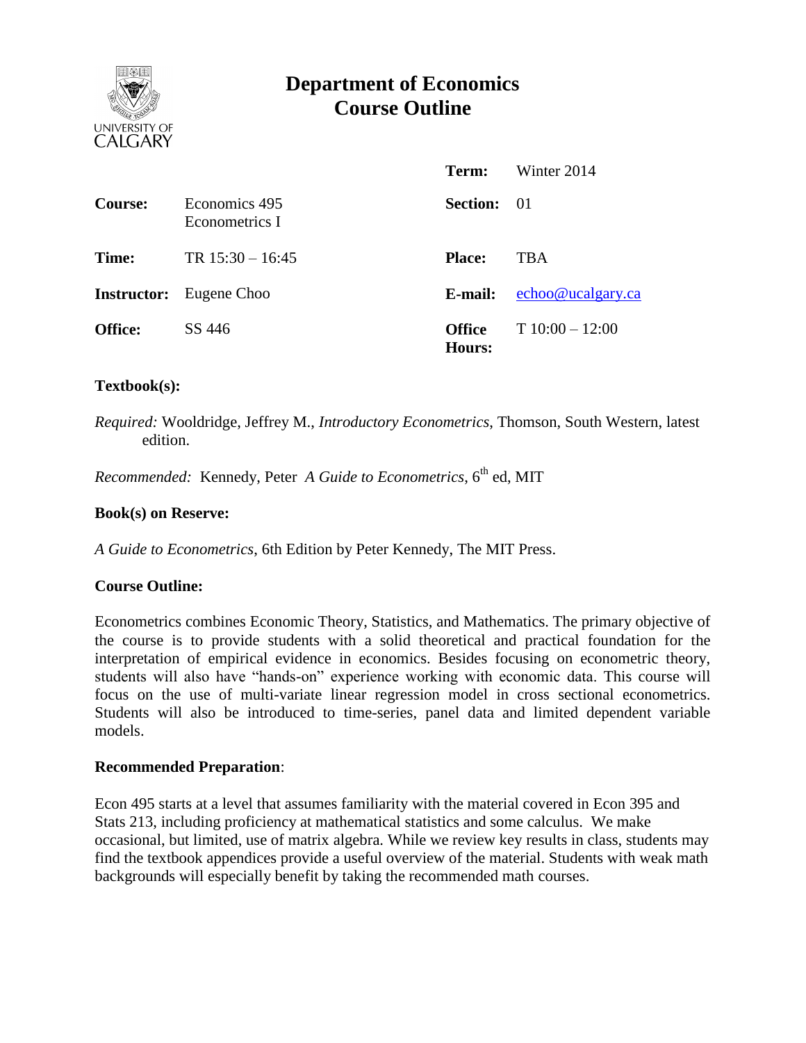# Department of Economics
# Course Outline

| | | | |
|---|---|---|---|
| | | **Term:** | Winter 2014 |
| **Course:** | Economics 495 Econometrics I | **Section:** | 01 |
| **Time:** | TR 15:30 – 16:45 | **Place:** | TBA |
| **Instructor:** | Eugene Choo | **E-mail:** | echoo@ucalgary.ca |
| **Office:** | SS 446 | **Office Hours:** | T 10:00 – 12:00 |

**Textbook(s):**

*Required:* Wooldridge, Jeffrey M., *Introductory Econometrics*, Thomson, South Western, latest edition.

*Recommended:* Kennedy, Peter *A Guide to Econometrics*, 6th ed, MIT

**Book(s) on Reserve:**

*A Guide to Econometrics*, 6th Edition by Peter Kennedy, The MIT Press.

**Course Outline:**

Econometrics combines Economic Theory, Statistics, and Mathematics. The primary objective of the course is to provide students with a solid theoretical and practical foundation for the interpretation of empirical evidence in economics. Besides focusing on econometric theory, students will also have "hands-on" experience working with economic data. This course will focus on the use of multi-variate linear regression model in cross sectional econometrics. Students will also be introduced to time-series, panel data and limited dependent variable models.

**Recommended Preparation**:

Econ 495 starts at a level that assumes familiarity with the material covered in Econ 395 and Stats 213, including proficiency at mathematical statistics and some calculus. We make occasional, but limited, use of matrix algebra. While we review key results in class, students may find the textbook appendices provide a useful overview of the material. Students with weak math backgrounds will especially benefit by taking the recommended math courses.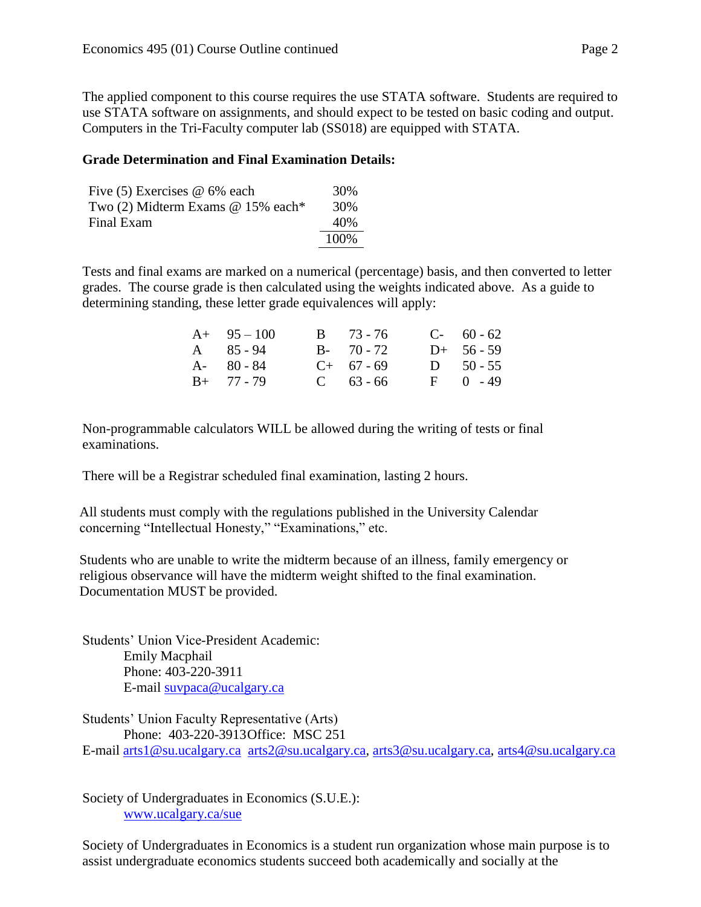The applied component to this course requires the use STATA software. Students are required to use STATA software on assignments, and should expect to be tested on basic coding and output. Computers in the Tri-Faculty computer lab (SS018) are equipped with STATA.

**Grade Determination and Final Examination Details:**

| | |
|---|---|
| Five (5) Exercises @ 6% each | 30% |
| Two (2) Midterm Exams @ 15% each* | 30% |
| Final Exam | 40% |
| | 100% |

Tests and final exams are marked on a numerical (percentage) basis, and then converted to letter grades. The course grade is then calculated using the weights indicated above. As a guide to determining standing, these letter grade equivalences will apply:

| | | | | | |
|---|---|---|---|---|---|
| A+ | 95 – 100 | B | 73 - 76 | C- | 60 - 62 |
| A | 85 - 94 | B- | 70 - 72 | D+ | 56 - 59 |
| A- | 80 - 84 | C+ | 67 - 69 | D | 50 - 55 |
| B+ | 77 - 79 | C | 63 - 66 | F | 0 - 49 |

Non-programmable calculators WILL be allowed during the writing of tests or final examinations.

There will be a Registrar scheduled final examination, lasting 2 hours.

All students must comply with the regulations published in the University Calendar concerning "Intellectual Honesty," "Examinations," etc.

Students who are unable to write the midterm because of an illness, family emergency or religious observance will have the midterm weight shifted to the final examination. Documentation MUST be provided.

Students' Union Vice-President Academic:
Emily Macphail
Phone: 403-220-3911
E-mail suvpaca@ucalgary.ca

Students' Union Faculty Representative (Arts)
Phone: 403-220-3913Office: MSC 251
E-mail arts1@su.ucalgary.ca arts2@su.ucalgary.ca, arts3@su.ucalgary.ca, arts4@su.ucalgary.ca

Society of Undergraduates in Economics (S.U.E.):
www.ucalgary.ca/sue

Society of Undergraduates in Economics is a student run organization whose main purpose is to assist undergraduate economics students succeed both academically and socially at the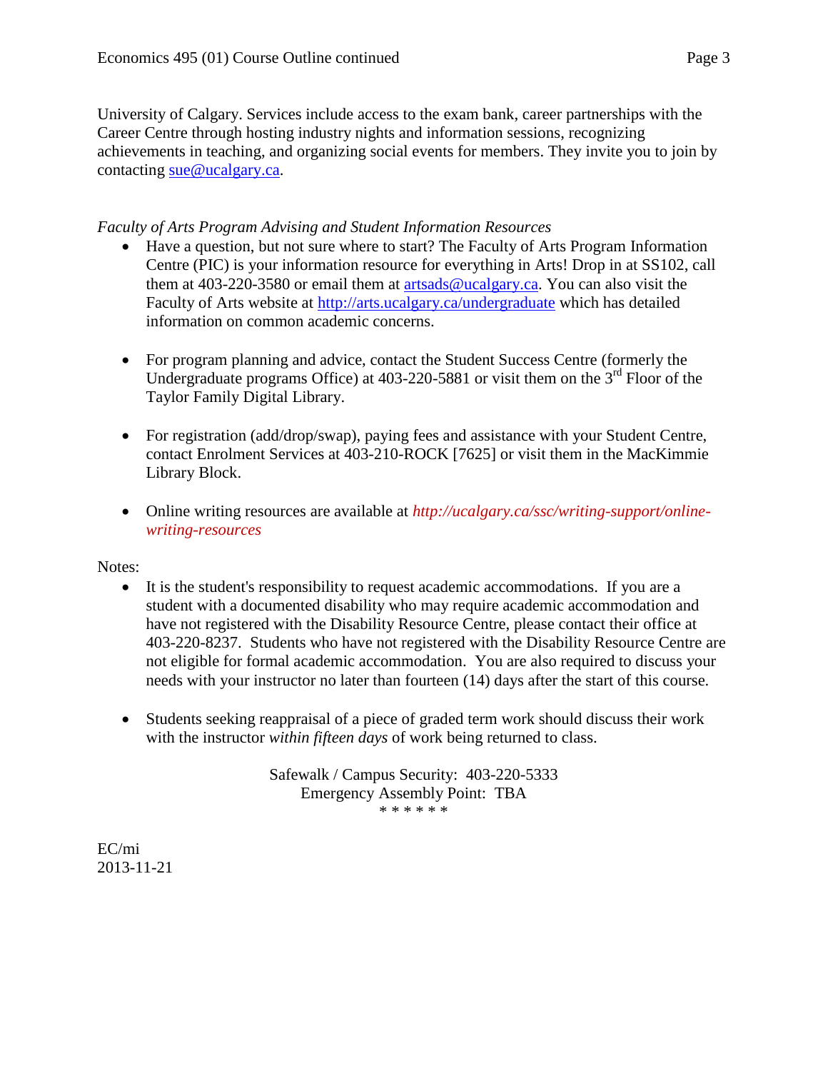University of Calgary. Services include access to the exam bank, career partnerships with the Career Centre through hosting industry nights and information sessions, recognizing achievements in teaching, and organizing social events for members. They invite you to join by contacting sue@ucalgary.ca.

*Faculty of Arts Program Advising and Student Information Resources*

- Have a question, but not sure where to start? The Faculty of Arts Program Information Centre (PIC) is your information resource for everything in Arts! Drop in at SS102, call them at 403-220-3580 or email them at artsads@ucalgary.ca. You can also visit the Faculty of Arts website at http://arts.ucalgary.ca/undergraduate which has detailed information on common academic concerns.

- For program planning and advice, contact the Student Success Centre (formerly the Undergraduate programs Office) at 403-220-5881 or visit them on the 3rd Floor of the Taylor Family Digital Library.

- For registration (add/drop/swap), paying fees and assistance with your Student Centre, contact Enrolment Services at 403-210-ROCK [7625] or visit them in the MacKimmie Library Block.

- Online writing resources are available at *http://ucalgary.ca/ssc/writing-support/online-writing-resources*

Notes:

- It is the student's responsibility to request academic accommodations. If you are a student with a documented disability who may require academic accommodation and have not registered with the Disability Resource Centre, please contact their office at 403-220-8237. Students who have not registered with the Disability Resource Centre are not eligible for formal academic accommodation. You are also required to discuss your needs with your instructor no later than fourteen (14) days after the start of this course.

- Students seeking reappraisal of a piece of graded term work should discuss their work with the instructor *within fifteen days* of work being returned to class.

Safewalk / Campus Security: 403-220-5333
Emergency Assembly Point: TBA
\* \* \* \* \* \*

EC/mi
2013-11-21